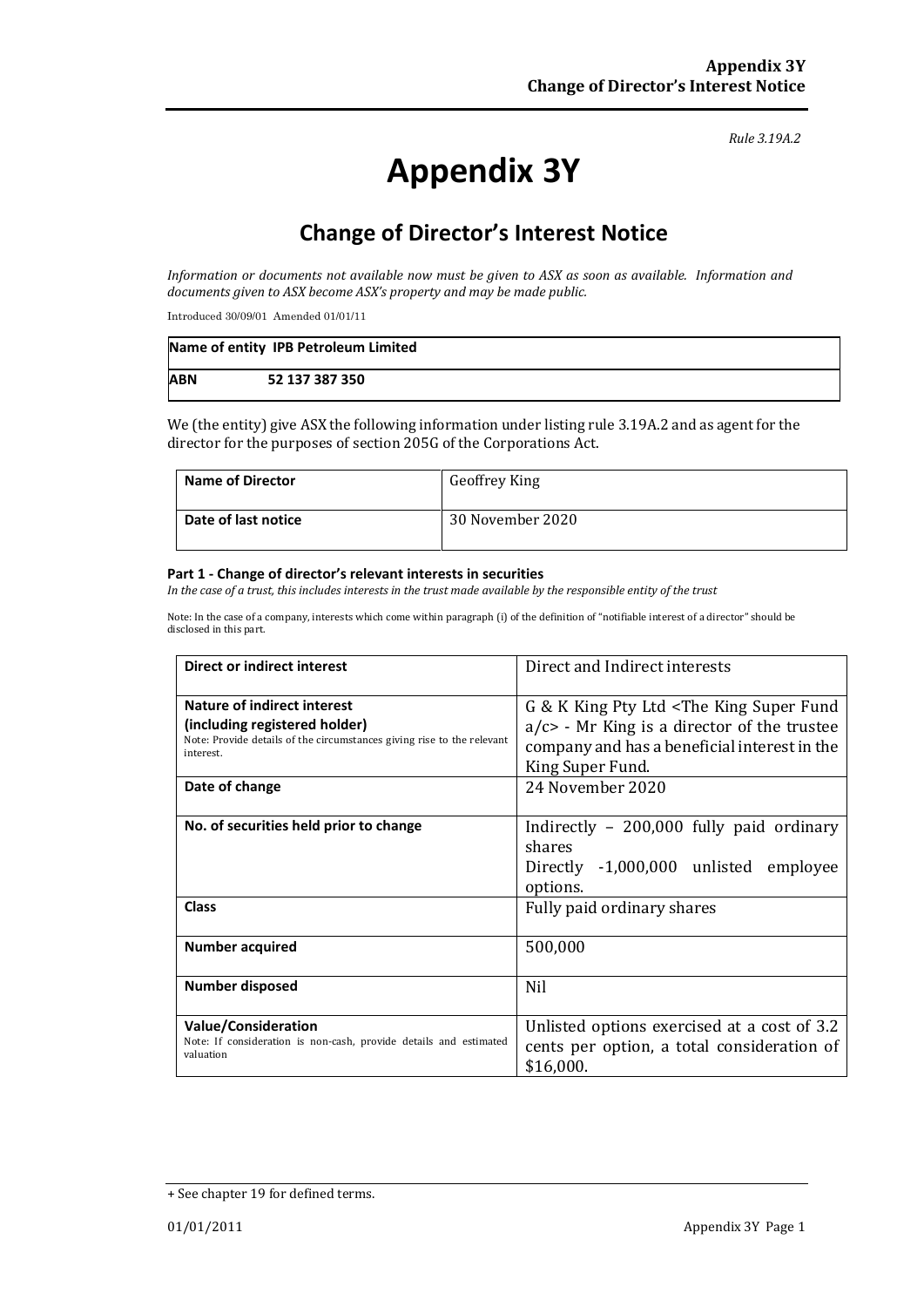*Rule 3.19A.2*

# Appendix 3Y

## Change of Director's Interest Notice

*Information or documents not available now must be given to ASX as soon as available. Information and documents given to ASX become ASX's property and may be made public.*

Introduced 30/09/01 Amended 01/01/11

| **Name of entity** | **IPB Petroleum Limited** |
|---|---|
| **ABN** | **52 137 387 350** |

We (the entity) give ASX the following information under listing rule 3.19A.2 and as agent for the director for the purposes of section 205G of the Corporations Act.

| **Name of Director** | Geoffrey King |
|---|---|
| **Date of last notice** | 30 November 2020 |

#### Part 1 - Change of director's relevant interests in securities

*In the case of a trust, this includes interests in the trust made available by the responsible entity of the trust*

Note: In the case of a company, interests which come within paragraph (i) of the definition of "notifiable interest of a director" should be disclosed in this part.

| **Direct or indirect interest** | Direct and Indirect interests |
|---|---|
| **Nature of indirect interest (including registered holder)**<br>Note: Provide details of the circumstances giving rise to the relevant interest. | G & K King Pty Ltd <The King Super Fund a/c> - Mr King is a director of the trustee company and has a beneficial interest in the King Super Fund. |
| **Date of change** | 24 November 2020 |
| **No. of securities held prior to change** | Indirectly – 200,000 fully paid ordinary shares<br>Directly -1,000,000 unlisted employee options. |
| **Class** | Fully paid ordinary shares |
| **Number acquired** | 500,000 |
| **Number disposed** | Nil |
| **Value/Consideration**<br>Note: If consideration is non-cash, provide details and estimated valuation | Unlisted options exercised at a cost of 3.2 cents per option, a total consideration of $16,000. |

+ See chapter 19 for defined terms.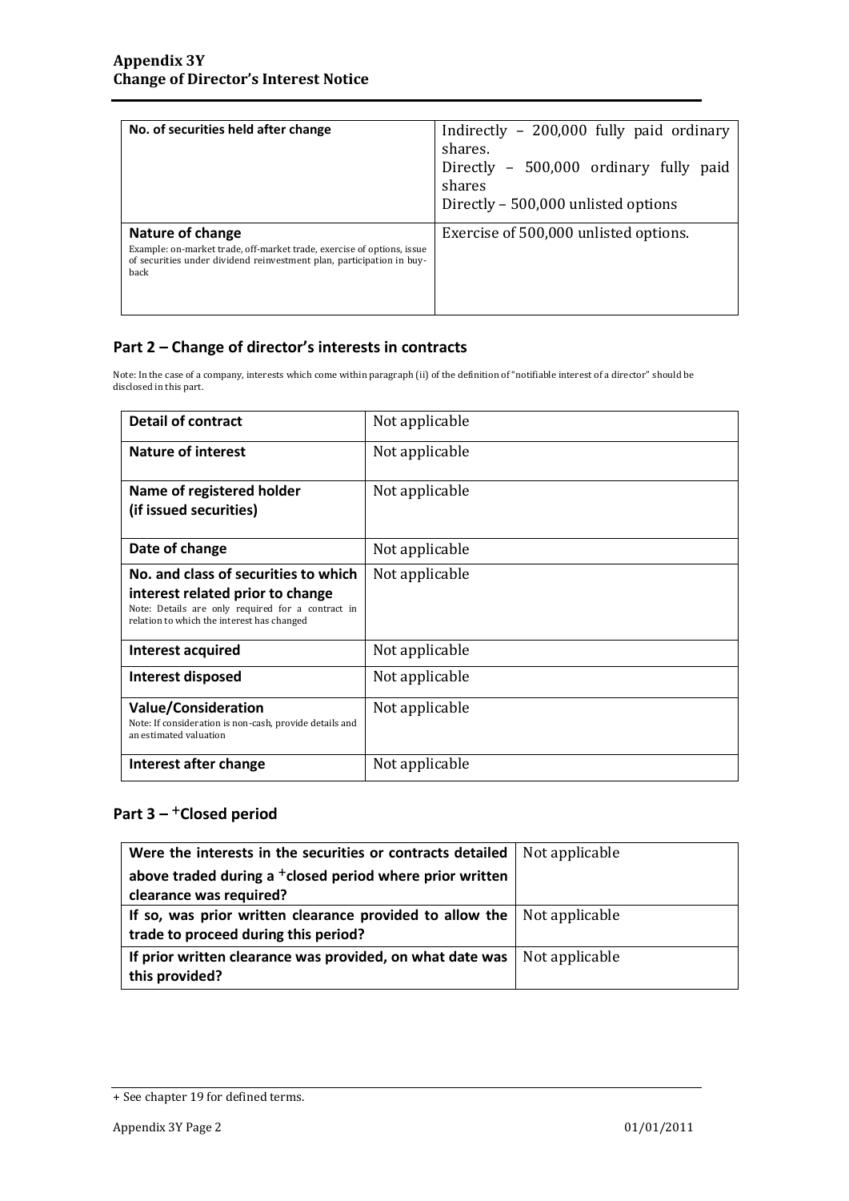| | |
|---|---|
| **No. of securities held after change** | Indirectly – 200,000 fully paid ordinary shares.<br>Directly – 500,000 ordinary fully paid shares<br>Directly – 500,000 unlisted options |
| **Nature of change**<br>Example: on-market trade, off-market trade, exercise of options, issue of securities under dividend reinvestment plan, participation in buy-back | Exercise of 500,000 unlisted options. |

## Part 2 – Change of director's interests in contracts

Note: In the case of a company, interests which come within paragraph (ii) of the definition of "notifiable interest of a director" should be disclosed in this part.

| | |
|---|---|
| **Detail of contract** | Not applicable |
| **Nature of interest** | Not applicable |
| **Name of registered holder (if issued securities)** | Not applicable |
| **Date of change** | Not applicable |
| **No. and class of securities to which interest related prior to change**<br>Note: Details are only required for a contract in relation to which the interest has changed | Not applicable |
| **Interest acquired** | Not applicable |
| **Interest disposed** | Not applicable |
| **Value/Consideration**<br>Note: If consideration is non-cash, provide details and an estimated valuation | Not applicable |
| **Interest after change** | Not applicable |

## Part 3 – +Closed period

| | |
|---|---|
| **Were the interests in the securities or contracts detailed above traded during a +closed period where prior written clearance was required?** | Not applicable |
| **If so, was prior written clearance provided to allow the trade to proceed during this period?** | Not applicable |
| **If prior written clearance was provided, on what date was this provided?** | Not applicable |

+ See chapter 19 for defined terms.